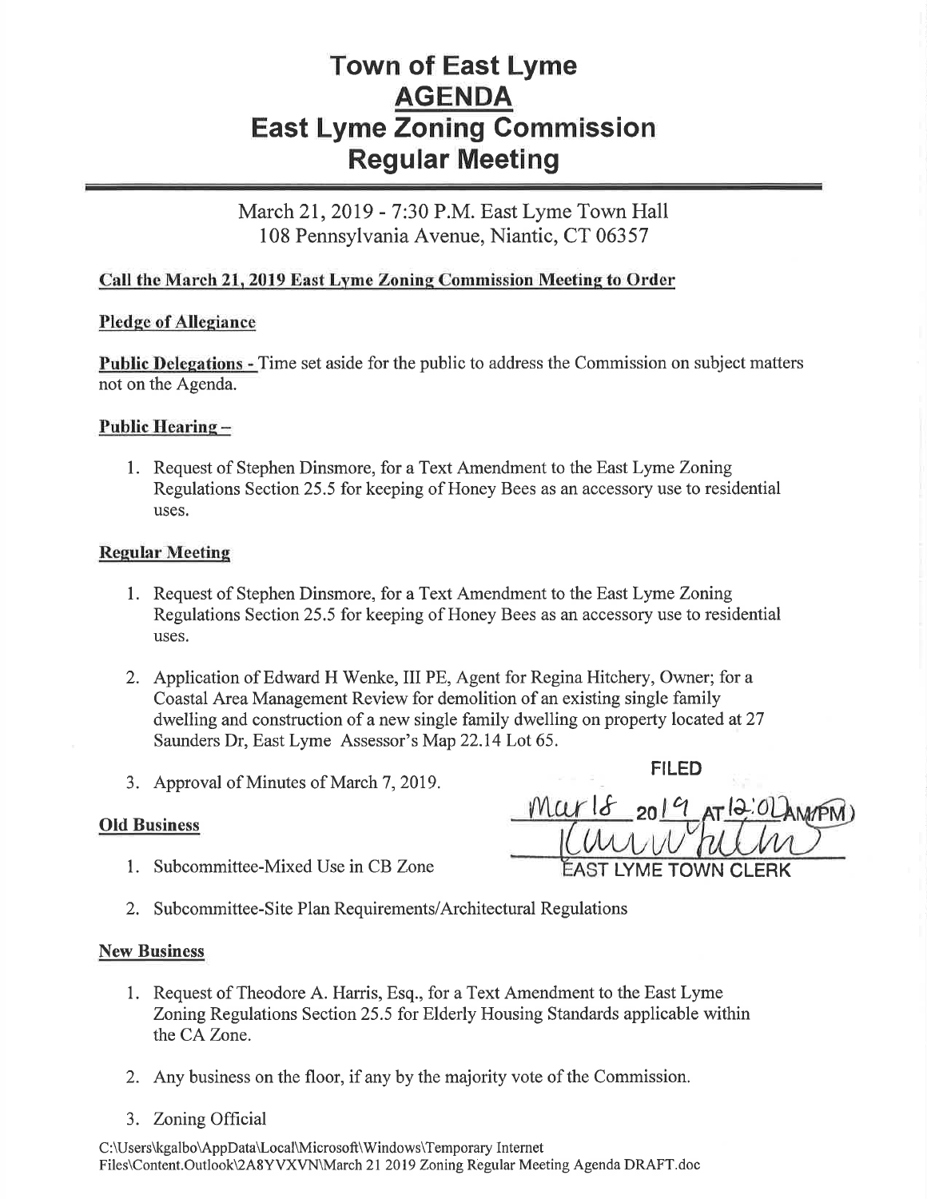# Town of East Lyme
## AGENDA
## East Lyme Zoning Commission
## Regular Meeting

March 21, 2019 - 7:30 P.M. East Lyme Town Hall
108 Pennsylvania Avenue, Niantic, CT 06357

**Call the March 21, 2019 East Lyme Zoning Commission Meeting to Order**

**Pledge of Allegiance**

**Public Delegations -** Time set aside for the public to address the Commission on subject matters not on the Agenda.

**Public Hearing –**

1. Request of Stephen Dinsmore, for a Text Amendment to the East Lyme Zoning Regulations Section 25.5 for keeping of Honey Bees as an accessory use to residential uses.

**Regular Meeting**

1. Request of Stephen Dinsmore, for a Text Amendment to the East Lyme Zoning Regulations Section 25.5 for keeping of Honey Bees as an accessory use to residential uses.
2. Application of Edward H Wenke, III PE, Agent for Regina Hitchery, Owner; for a Coastal Area Management Review for demolition of an existing single family dwelling and construction of a new single family dwelling on property located at 27 Saunders Dr, East Lyme Assessor's Map 22.14 Lot 65.
3. Approval of Minutes of March 7, 2019.

FILED
Mar 18 2019 AT 12:02 AM/PM
EAST LYME TOWN CLERK

**Old Business**

1. Subcommittee-Mixed Use in CB Zone
2. Subcommittee-Site Plan Requirements/Architectural Regulations

**New Business**

1. Request of Theodore A. Harris, Esq., for a Text Amendment to the East Lyme Zoning Regulations Section 25.5 for Elderly Housing Standards applicable within the CA Zone.
2. Any business on the floor, if any by the majority vote of the Commission.
3. Zoning Official

C:\Users\kgalbo\AppData\Local\Microsoft\Windows\Temporary Internet Files\Content.Outlook\2A8YVXVN\March 21 2019 Zoning Regular Meeting Agenda DRAFT.doc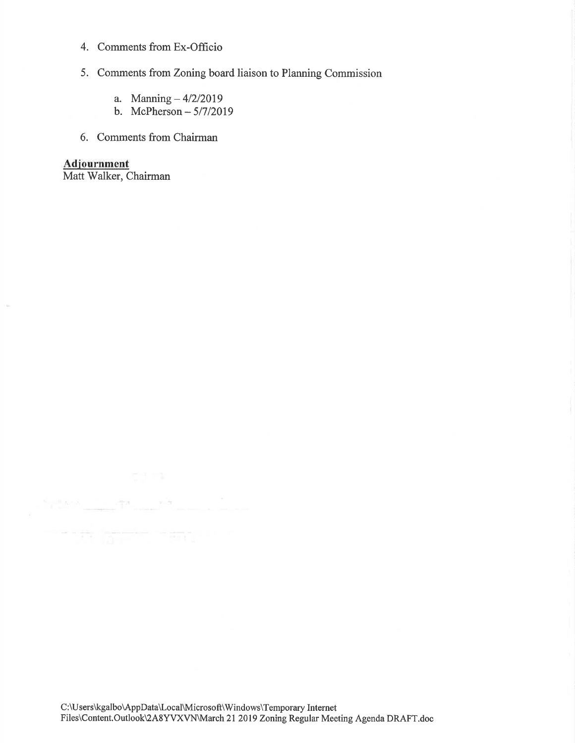4. Comments from Ex-Officio

5. Comments from Zoning board liaison to Planning Commission

   a. Manning – 4/2/2019
   b. McPherson – 5/7/2019

6. Comments from Chairman

**Adjournment**
Matt Walker, Chairman

C:\Users\kgalbo\AppData\Local\Microsoft\Windows\Temporary Internet Files\Content.Outlook\2A8YVXVN\March 21 2019 Zoning Regular Meeting Agenda DRAFT.doc